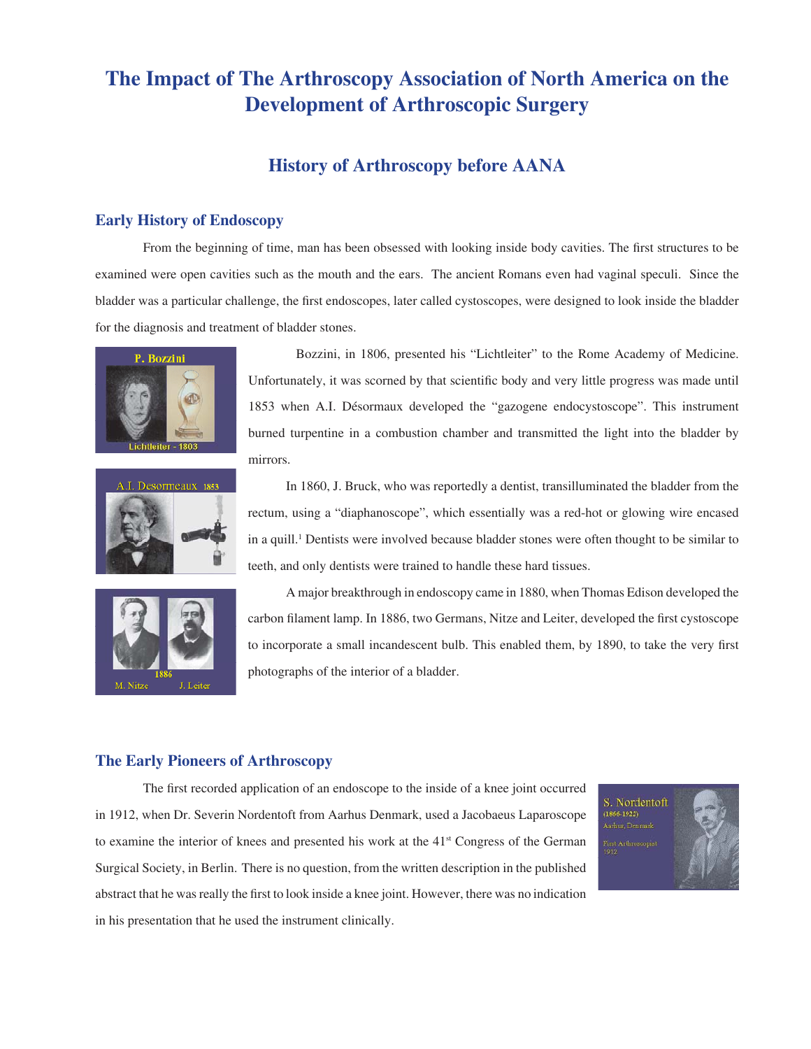# The Impact of The Arthroscopy Association of North America on the Development of Arthroscopic Surgery

## History of Arthroscopy before AANA

### Early History of Endoscopy

From the beginning of time, man has been obsessed with looking inside body cavities. The first structures to be examined were open cavities such as the mouth and the ears. The ancient Romans even had vaginal speculi. Since the bladder was a particular challenge, the first endoscopes, later called cystoscopes, were designed to look inside the bladder for the diagnosis and treatment of bladder stones.

Bozzini, in 1806, presented his "Lichtleiter" to the Rome Academy of Medicine. Unfortunately, it was scorned by that scientific body and very little progress was made until 1853 when A.I. Désormaux developed the "gazogene endocystoscope". This instrument burned turpentine in a combustion chamber and transmitted the light into the bladder by mirrors.

In 1860, J. Bruck, who was reportedly a dentist, transilluminated the bladder from the rectum, using a "diaphanoscope", which essentially was a red-hot or glowing wire encased in a quill.[1] Dentists were involved because bladder stones were often thought to be similar to teeth, and only dentists were trained to handle these hard tissues.

A major breakthrough in endoscopy came in 1880, when Thomas Edison developed the carbon filament lamp. In 1886, two Germans, Nitze and Leiter, developed the first cystoscope to incorporate a small incandescent bulb. This enabled them, by 1890, to take the very first photographs of the interior of a bladder.

### The Early Pioneers of Arthroscopy

The first recorded application of an endoscope to the inside of a knee joint occurred in 1912, when Dr. Severin Nordentoft from Aarhus Denmark, used a Jacobaeus Laparoscope to examine the interior of knees and presented his work at the 41st Congress of the German Surgical Society, in Berlin. There is no question, from the written description in the published abstract that he was really the first to look inside a knee joint. However, there was no indication in his presentation that he used the instrument clinically.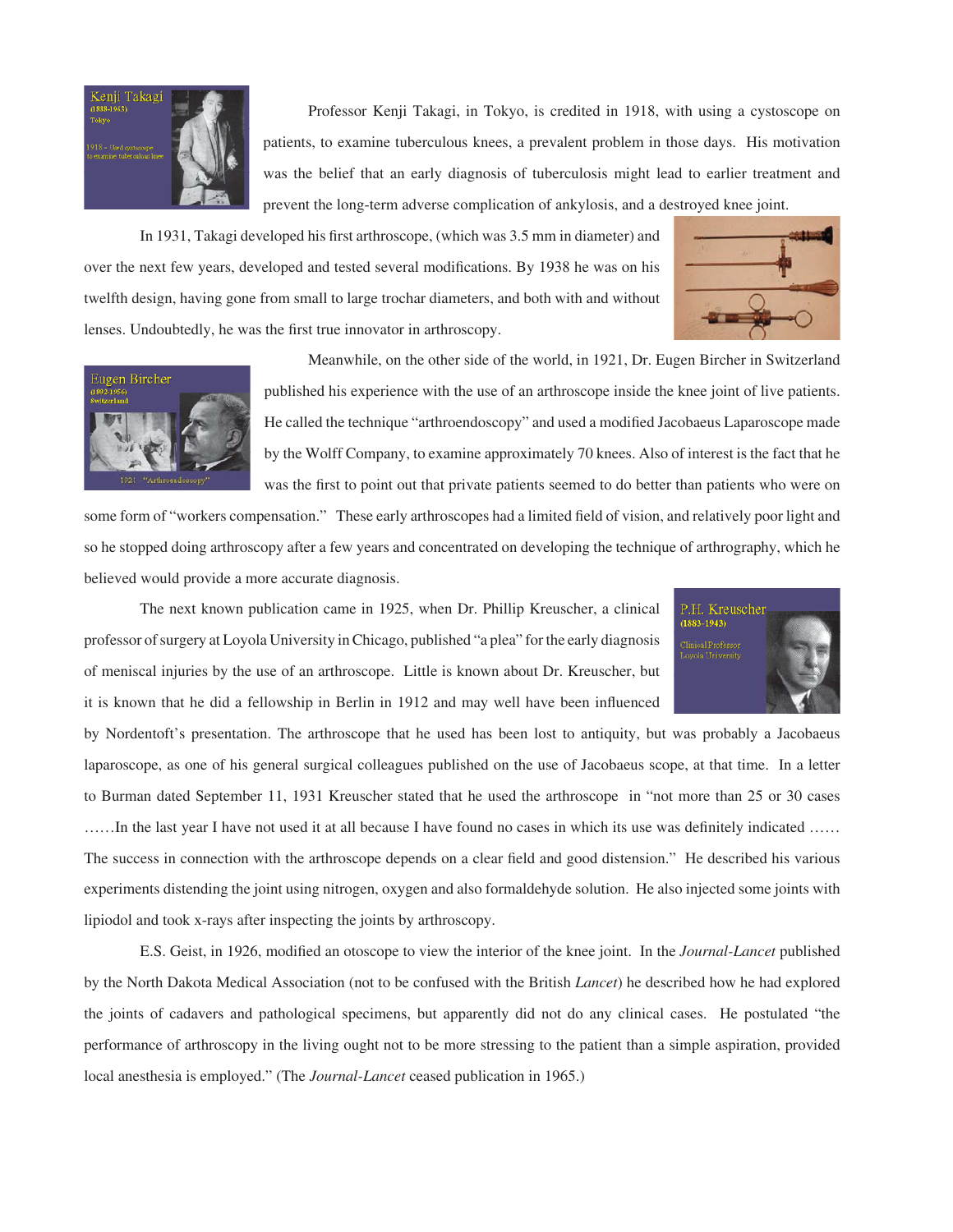Professor Kenji Takagi, in Tokyo, is credited in 1918, with using a cystoscope on patients, to examine tuberculous knees, a prevalent problem in those days. His motivation was the belief that an early diagnosis of tuberculosis might lead to earlier treatment and prevent the long-term adverse complication of ankylosis, and a destroyed knee joint.

In 1931, Takagi developed his first arthroscope, (which was 3.5 mm in diameter) and over the next few years, developed and tested several modifications. By 1938 he was on his twelfth design, having gone from small to large trochar diameters, and both with and without lenses. Undoubtedly, he was the first true innovator in arthroscopy.

Meanwhile, on the other side of the world, in 1921, Dr. Eugen Bircher in Switzerland published his experience with the use of an arthroscope inside the knee joint of live patients. He called the technique "arthroendoscopy" and used a modified Jacobaeus Laparoscope made by the Wolff Company, to examine approximately 70 knees. Also of interest is the fact that he was the first to point out that private patients seemed to do better than patients who were on some form of "workers compensation." These early arthroscopes had a limited field of vision, and relatively poor light and so he stopped doing arthroscopy after a few years and concentrated on developing the technique of arthrography, which he believed would provide a more accurate diagnosis.

The next known publication came in 1925, when Dr. Phillip Kreuscher, a clinical professor of surgery at Loyola University in Chicago, published "a plea" for the early diagnosis of meniscal injuries by the use of an arthroscope. Little is known about Dr. Kreuscher, but it is known that he did a fellowship in Berlin in 1912 and may well have been influenced by Nordentoft's presentation. The arthroscope that he used has been lost to antiquity, but was probably a Jacobaeus laparoscope, as one of his general surgical colleagues published on the use of Jacobaeus scope, at that time. In a letter to Burman dated September 11, 1931 Kreuscher stated that he used the arthroscope in "not more than 25 or 30 cases ……In the last year I have not used it at all because I have found no cases in which its use was definitely indicated …… The success in connection with the arthroscope depends on a clear field and good distension." He described his various experiments distending the joint using nitrogen, oxygen and also formaldehyde solution. He also injected some joints with lipiodol and took x-rays after inspecting the joints by arthroscopy.

E.S. Geist, in 1926, modified an otoscope to view the interior of the knee joint. In the *Journal-Lancet* published by the North Dakota Medical Association (not to be confused with the British *Lancet*) he described how he had explored the joints of cadavers and pathological specimens, but apparently did not do any clinical cases. He postulated "the performance of arthroscopy in the living ought not to be more stressing to the patient than a simple aspiration, provided local anesthesia is employed." (The *Journal-Lancet* ceased publication in 1965.)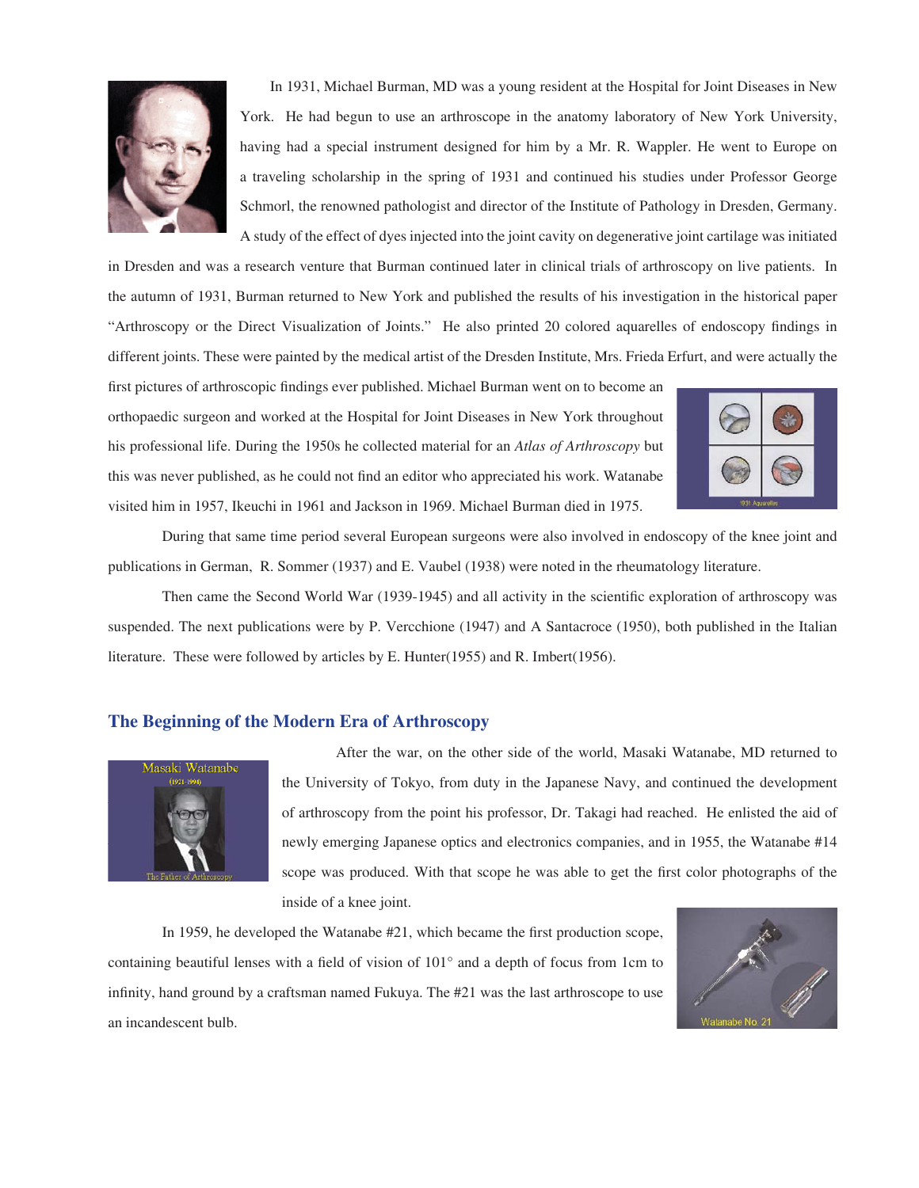In 1931, Michael Burman, MD was a young resident at the Hospital for Joint Diseases in New York. He had begun to use an arthroscope in the anatomy laboratory of New York University, having had a special instrument designed for him by a Mr. R. Wappler. He went to Europe on a traveling scholarship in the spring of 1931 and continued his studies under Professor George Schmorl, the renowned pathologist and director of the Institute of Pathology in Dresden, Germany. A study of the effect of dyes injected into the joint cavity on degenerative joint cartilage was initiated in Dresden and was a research venture that Burman continued later in clinical trials of arthroscopy on live patients. In the autumn of 1931, Burman returned to New York and published the results of his investigation in the historical paper "Arthroscopy or the Direct Visualization of Joints." He also printed 20 colored aquarelles of endoscopy findings in different joints. These were painted by the medical artist of the Dresden Institute, Mrs. Frieda Erfurt, and were actually the first pictures of arthroscopic findings ever published. Michael Burman went on to become an orthopaedic surgeon and worked at the Hospital for Joint Diseases in New York throughout his professional life. During the 1950s he collected material for an *Atlas of Arthroscopy* but this was never published, as he could not find an editor who appreciated his work. Watanabe visited him in 1957, Ikeuchi in 1961 and Jackson in 1969. Michael Burman died in 1975.

1931 Aquarelles

During that same time period several European surgeons were also involved in endoscopy of the knee joint and publications in German, R. Sommer (1937) and E. Vaubel (1938) were noted in the rheumatology literature.

Then came the Second World War (1939-1945) and all activity in the scientific exploration of arthroscopy was suspended. The next publications were by P. Vercchione (1947) and A Santacroce (1950), both published in the Italian literature. These were followed by articles by E. Hunter(1955) and R. Imbert(1956).

## The Beginning of the Modern Era of Arthroscopy

Masaki Watanabe (1921-1994)

The Father of Arthroscopy

After the war, on the other side of the world, Masaki Watanabe, MD returned to the University of Tokyo, from duty in the Japanese Navy, and continued the development of arthroscopy from the point his professor, Dr. Takagi had reached. He enlisted the aid of newly emerging Japanese optics and electronics companies, and in 1955, the Watanabe #14 scope was produced. With that scope he was able to get the first color photographs of the inside of a knee joint.

In 1959, he developed the Watanabe #21, which became the first production scope, containing beautiful lenses with a field of vision of 101° and a depth of focus from 1cm to infinity, hand ground by a craftsman named Fukuya. The #21 was the last arthroscope to use an incandescent bulb.

Watanabe No. 21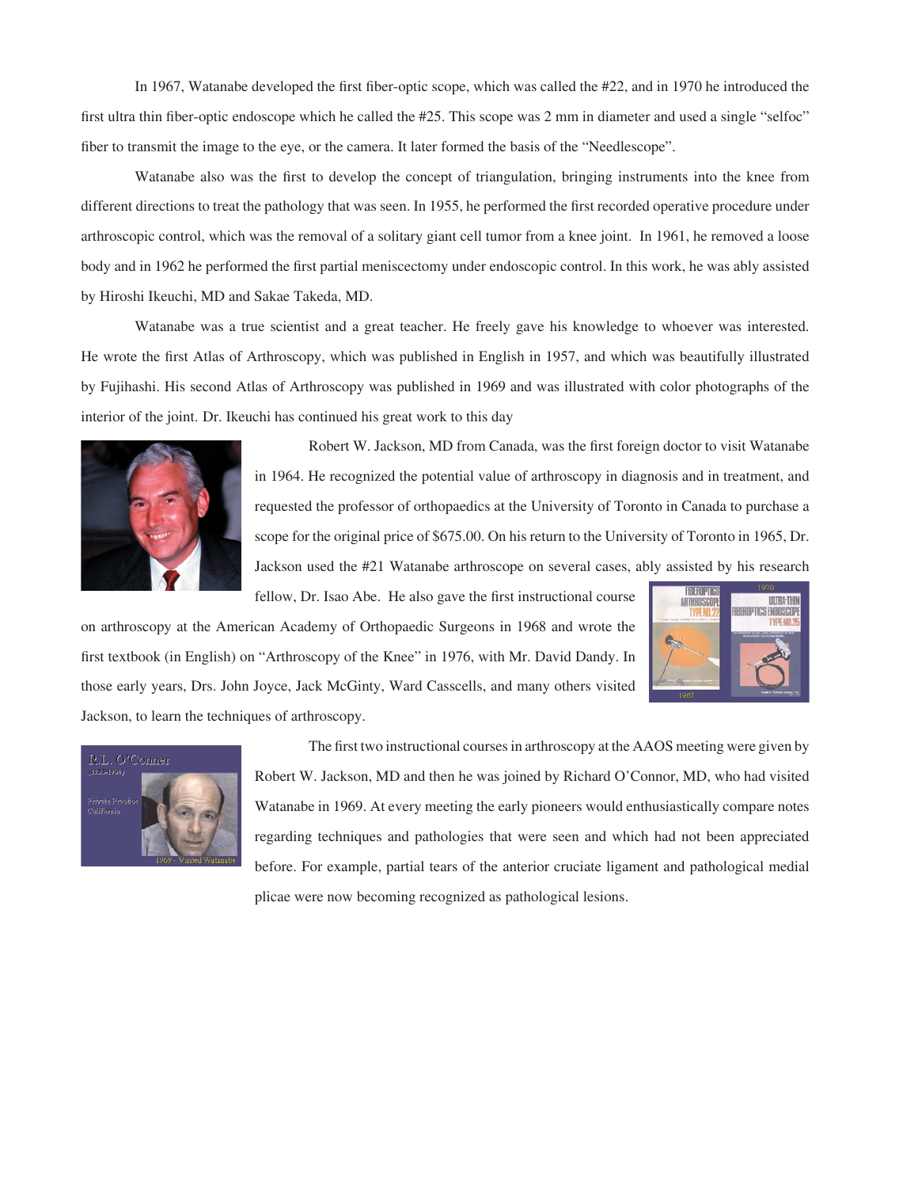In 1967, Watanabe developed the first fiber-optic scope, which was called the #22, and in 1970 he introduced the first ultra thin fiber-optic endoscope which he called the #25. This scope was 2 mm in diameter and used a single "selfoc" fiber to transmit the image to the eye, or the camera. It later formed the basis of the "Needlescope".

Watanabe also was the first to develop the concept of triangulation, bringing instruments into the knee from different directions to treat the pathology that was seen. In 1955, he performed the first recorded operative procedure under arthroscopic control, which was the removal of a solitary giant cell tumor from a knee joint. In 1961, he removed a loose body and in 1962 he performed the first partial meniscectomy under endoscopic control. In this work, he was ably assisted by Hiroshi Ikeuchi, MD and Sakae Takeda, MD.

Watanabe was a true scientist and a great teacher. He freely gave his knowledge to whoever was interested. He wrote the first Atlas of Arthroscopy, which was published in English in 1957, and which was beautifully illustrated by Fujihashi. His second Atlas of Arthroscopy was published in 1969 and was illustrated with color photographs of the interior of the joint. Dr. Ikeuchi has continued his great work to this day

Robert W. Jackson, MD from Canada, was the first foreign doctor to visit Watanabe in 1964. He recognized the potential value of arthroscopy in diagnosis and in treatment, and requested the professor of orthopaedics at the University of Toronto in Canada to purchase a scope for the original price of $675.00. On his return to the University of Toronto in 1965, Dr. Jackson used the #21 Watanabe arthroscope on several cases, ably assisted by his research fellow, Dr. Isao Abe. He also gave the first instructional course on arthroscopy at the American Academy of Orthopaedic Surgeons in 1968 and wrote the first textbook (in English) on "Arthroscopy of the Knee" in 1976, with Mr. David Dandy. In those early years, Drs. John Joyce, Jack McGinty, Ward Casscells, and many others visited Jackson, to learn the techniques of arthroscopy.

The first two instructional courses in arthroscopy at the AAOS meeting were given by Robert W. Jackson, MD and then he was joined by Richard O'Connor, MD, who had visited Watanabe in 1969. At every meeting the early pioneers would enthusiastically compare notes regarding techniques and pathologies that were seen and which had not been appreciated before. For example, partial tears of the anterior cruciate ligament and pathological medial plicae were now becoming recognized as pathological lesions.